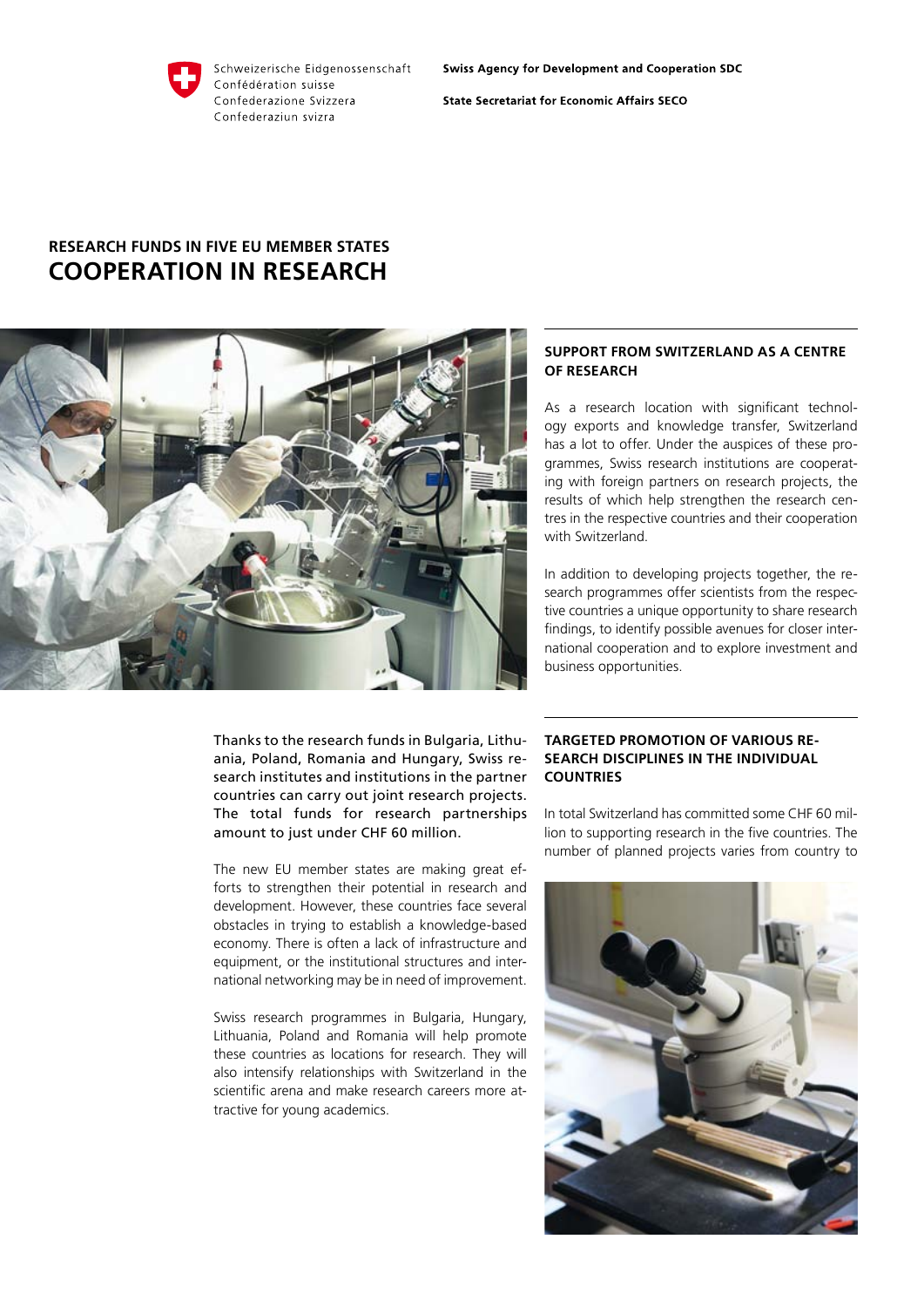Schweizerische Eidgenossenschaft
Confédération suisse
Confederazione Svizzera
Confederaziun svizra

**Swiss Agency for Development and Cooperation SDC**

**State Secretariat for Economic Affairs SECO**

## RESEARCH FUNDS IN FIVE EU MEMBER STATES

# COOPERATION IN RESEARCH

Thanks to the research funds in Bulgaria, Lithuania, Poland, Romania and Hungary, Swiss research institutes and institutions in the partner countries can carry out joint research projects. The total funds for research partnerships amount to just under CHF 60 million.

The new EU member states are making great efforts to strengthen their potential in research and development. However, these countries face several obstacles in trying to establish a knowledge-based economy. There is often a lack of infrastructure and equipment, or the institutional structures and international networking may be in need of improvement.

Swiss research programmes in Bulgaria, Hungary, Lithuania, Poland and Romania will help promote these countries as locations for research. They will also intensify relationships with Switzerland in the scientific arena and make research careers more attractive for young academics.

### SUPPORT FROM SWITZERLAND AS A CENTRE OF RESEARCH

As a research location with significant technology exports and knowledge transfer, Switzerland has a lot to offer. Under the auspices of these programmes, Swiss research institutions are cooperating with foreign partners on research projects, the results of which help strengthen the research centres in the respective countries and their cooperation with Switzerland.

In addition to developing projects together, the research programmes offer scientists from the respective countries a unique opportunity to share research findings, to identify possible avenues for closer international cooperation and to explore investment and business opportunities.

### TARGETED PROMOTION OF VARIOUS RESEARCH DISCIPLINES IN THE INDIVIDUAL COUNTRIES

In total Switzerland has committed some CHF 60 million to supporting research in the five countries. The number of planned projects varies from country to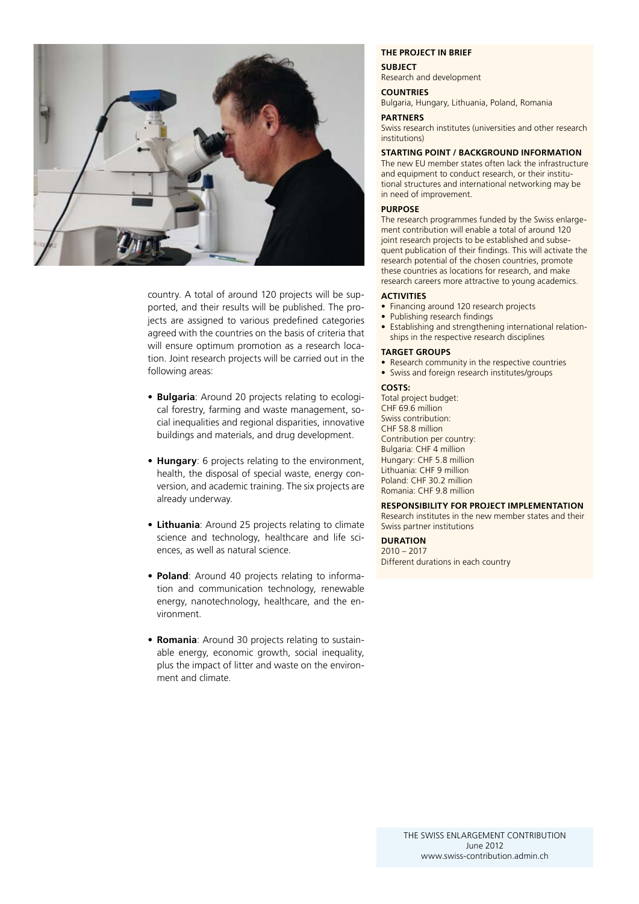country. A total of around 120 projects will be supported, and their results will be published. The projects are assigned to various predefined categories agreed with the countries on the basis of criteria that will ensure optimum promotion as a research location. Joint research projects will be carried out in the following areas:

- **Bulgaria**: Around 20 projects relating to ecological forestry, farming and waste management, social inequalities and regional disparities, innovative buildings and materials, and drug development.
- **Hungary**: 6 projects relating to the environment, health, the disposal of special waste, energy conversion, and academic training. The six projects are already underway.
- **Lithuania**: Around 25 projects relating to climate science and technology, healthcare and life sciences, as well as natural science.
- **Poland**: Around 40 projects relating to information and communication technology, renewable energy, nanotechnology, healthcare, and the environment.
- **Romania**: Around 30 projects relating to sustainable energy, economic growth, social inequality, plus the impact of litter and waste on the environment and climate.

## THE PROJECT IN BRIEF

**SUBJECT**
Research and development

**COUNTRIES**
Bulgaria, Hungary, Lithuania, Poland, Romania

**PARTNERS**
Swiss research institutes (universities and other research institutions)

**STARTING POINT / BACKGROUND INFORMATION**
The new EU member states often lack the infrastructure and equipment to conduct research, or their institutional structures and international networking may be in need of improvement.

**PURPOSE**
The research programmes funded by the Swiss enlargement contribution will enable a total of around 120 joint research projects to be established and subsequent publication of their findings. This will activate the research potential of the chosen countries, promote these countries as locations for research, and make research careers more attractive to young academics.

**ACTIVITIES**
- Financing around 120 research projects
- Publishing research findings
- Establishing and strengthening international relationships in the respective research disciplines

**TARGET GROUPS**
- Research community in the respective countries
- Swiss and foreign research institutes/groups

**COSTS:**
Total project budget:
CHF 69.6 million
Swiss contribution:
CHF 58.8 million
Contribution per country:
Bulgaria: CHF 4 million
Hungary: CHF 5.8 million
Lithuania: CHF 9 million
Poland: CHF 30.2 million
Romania: CHF 9.8 million

**RESPONSIBILITY FOR PROJECT IMPLEMENTATION**
Research institutes in the new member states and their Swiss partner institutions

**DURATION**
2010 – 2017
Different durations in each country

THE SWISS ENLARGEMENT CONTRIBUTION
June 2012
www.swiss-contribution.admin.ch